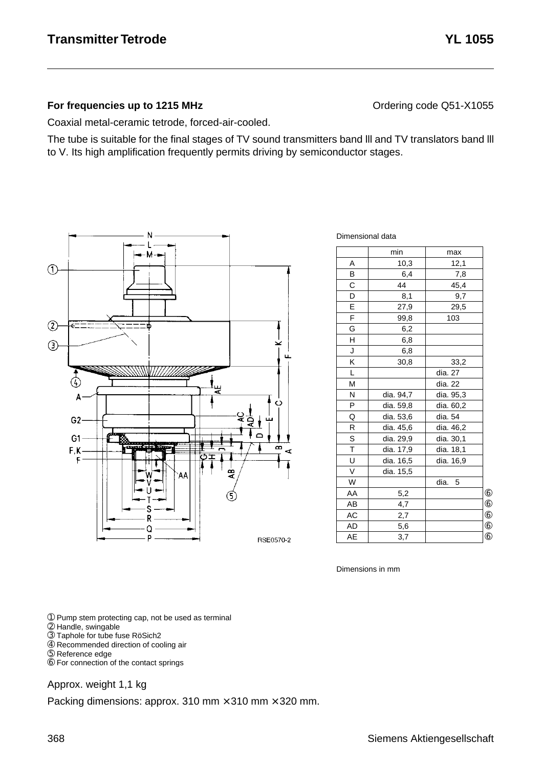# Transmitter Tetrode YL 1055

**For frequencies up to 1215 MHz** Ordering code Q51-X1055

Coaxial metal-ceramic tetrode, forced-air-cooled.

The tube is suitable for the final stages of TV sound transmitters band lll and TV translators band lll to V. Its high amplification frequently permits driving by semiconductor stages.

Dimensional data

| | min | max | |
|---|---|---|---|
| A | 10,3 | 12,1 | |
| B | 6,4 | 7,8 | |
| C | 44 | 45,4 | |
| D | 8,1 | 9,7 | |
| E | 27,9 | 29,5 | |
| F | 99,8 | 103 | |
| G | 6,2 | | |
| H | 6,8 | | |
| J | 6,8 | | |
| K | 30,8 | 33,2 | |
| L | | dia. 27 | |
| M | | dia. 22 | |
| N | dia. 94,7 | dia. 95,3 | |
| P | dia. 59,8 | dia. 60,2 | |
| Q | dia. 53,6 | dia. 54 | |
| R | dia. 45,6 | dia. 46,2 | |
| S | dia. 29,9 | dia. 30,1 | |
| T | dia. 17,9 | dia. 18,1 | |
| U | dia. 16,5 | dia. 16,9 | |
| V | dia. 15,5 | | |
| W | | dia. 5 | |
| AA | 5,2 | | ⑥ |
| AB | 4,7 | | ⑥ |
| AC | 2,7 | | ⑥ |
| AD | 5,6 | | ⑥ |
| AE | 3,7 | | ⑥ |

Dimensions in mm

RSE0570-2

① Pump stem protecting cap, not be used as terminal
② Handle, swingable
③ Taphole for tube fuse RöSich2
④ Recommended direction of cooling air
⑤ Reference edge
⑥ For connection of the contact springs

Approx. weight 1,1 kg

Packing dimensions: approx. 310 mm × 310 mm × 320 mm.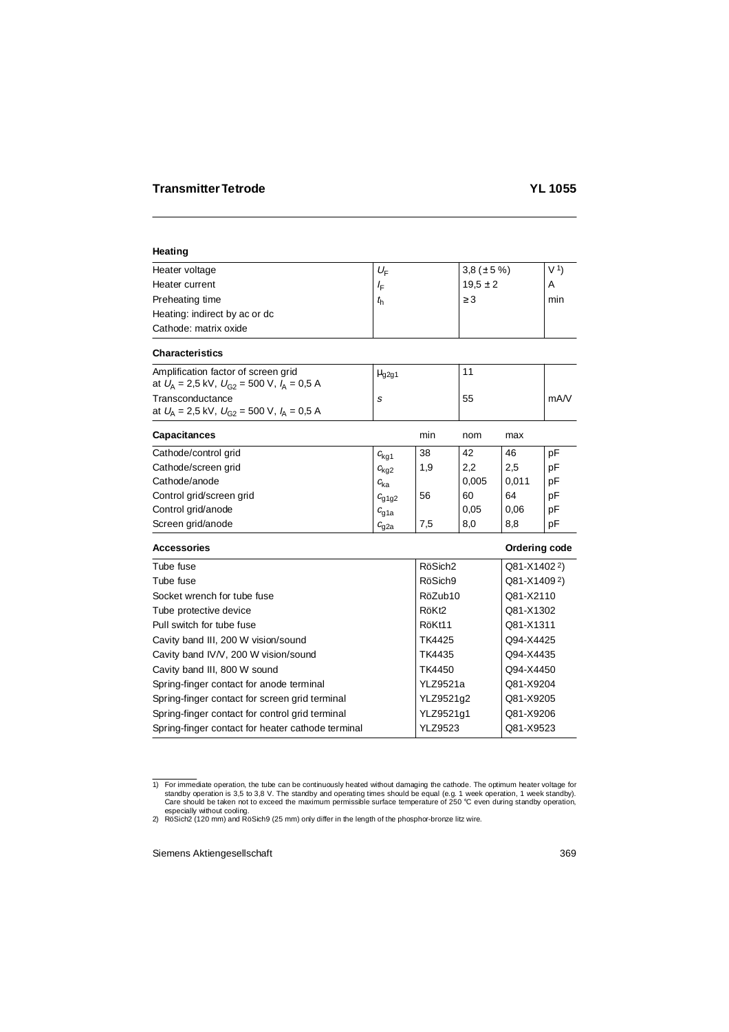## Transmitter Tetrode YL 1055

### Heating

| | | | |
|---|---|---|---|
| Heater voltage | $U_F$ | 3,8 (± 5 %) | V [1] |
| Heater current | $I_F$ | 19,5 ± 2 | A |
| Preheating time | $t_h$ | ≥ 3 | min |
| Heating: indirect by ac or dc | | | |
| Cathode: matrix oxide | | | |

### Characteristics

| | | | |
|---|---|---|---|
| Amplification factor of screen grid at $U_A$ = 2,5 kV, $U_{G2}$ = 500 V, $I_A$ = 0,5 A | $\mu_{g2g1}$ | 11 | |
| Transconductance at $U_A$ = 2,5 kV, $U_{G2}$ = 500 V, $I_A$ = 0,5 A | $S$ | 55 | mA/V |

### Capacitances

| | | min | nom | max | |
|---|---|---|---|---|---|
| Cathode/control grid | $c_{kg1}$ | 38 | 42 | 46 | pF |
| Cathode/screen grid | $c_{kg2}$ | 1,9 | 2,2 | 2,5 | pF |
| Cathode/anode | $c_{ka}$ | | 0,005 | 0,011 | pF |
| Control grid/screen grid | $c_{g1g2}$ | 56 | 60 | 64 | pF |
| Control grid/anode | $c_{g1a}$ | | 0,05 | 0,06 | pF |
| Screen grid/anode | $c_{g2a}$ | 7,5 | 8,0 | 8,8 | pF |

### Accessories

| Accessories | | Ordering code |
|---|---|---|
| Tube fuse | RöSich2 | Q81-X1402 [2] |
| Tube fuse | RöSich9 | Q81-X1409 [2] |
| Socket wrench for tube fuse | RöZub10 | Q81-X2110 |
| Tube protective device | RöKt2 | Q81-X1302 |
| Pull switch for tube fuse | RöKt11 | Q81-X1311 |
| Cavity band III, 200 W vision/sound | TK4425 | Q94-X4425 |
| Cavity band IV/V, 200 W vision/sound | TK4435 | Q94-X4435 |
| Cavity band III, 800 W sound | TK4450 | Q94-X4450 |
| Spring-finger contact for anode terminal | YLZ9521a | Q81-X9204 |
| Spring-finger contact for screen grid terminal | YLZ9521g2 | Q81-X9205 |
| Spring-finger contact for control grid terminal | YLZ9521g1 | Q81-X9206 |
| Spring-finger contact for heater cathode terminal | YLZ9523 | Q81-X9523 |

1) For immediate operation, the tube can be continuously heated without damaging the cathode. The optimum heater voltage for standby operation is 3,5 to 3,8 V. The standby and operating times should be equal (e.g. 1 week operation, 1 week standby). Care should be taken not to exceed the maximum permissible surface temperature of 250 °C even during standby operation, especially without cooling.

2) RöSich2 (120 mm) and RöSich9 (25 mm) only differ in the length of the phosphor-bronze litz wire.

Siemens Aktiengesellschaft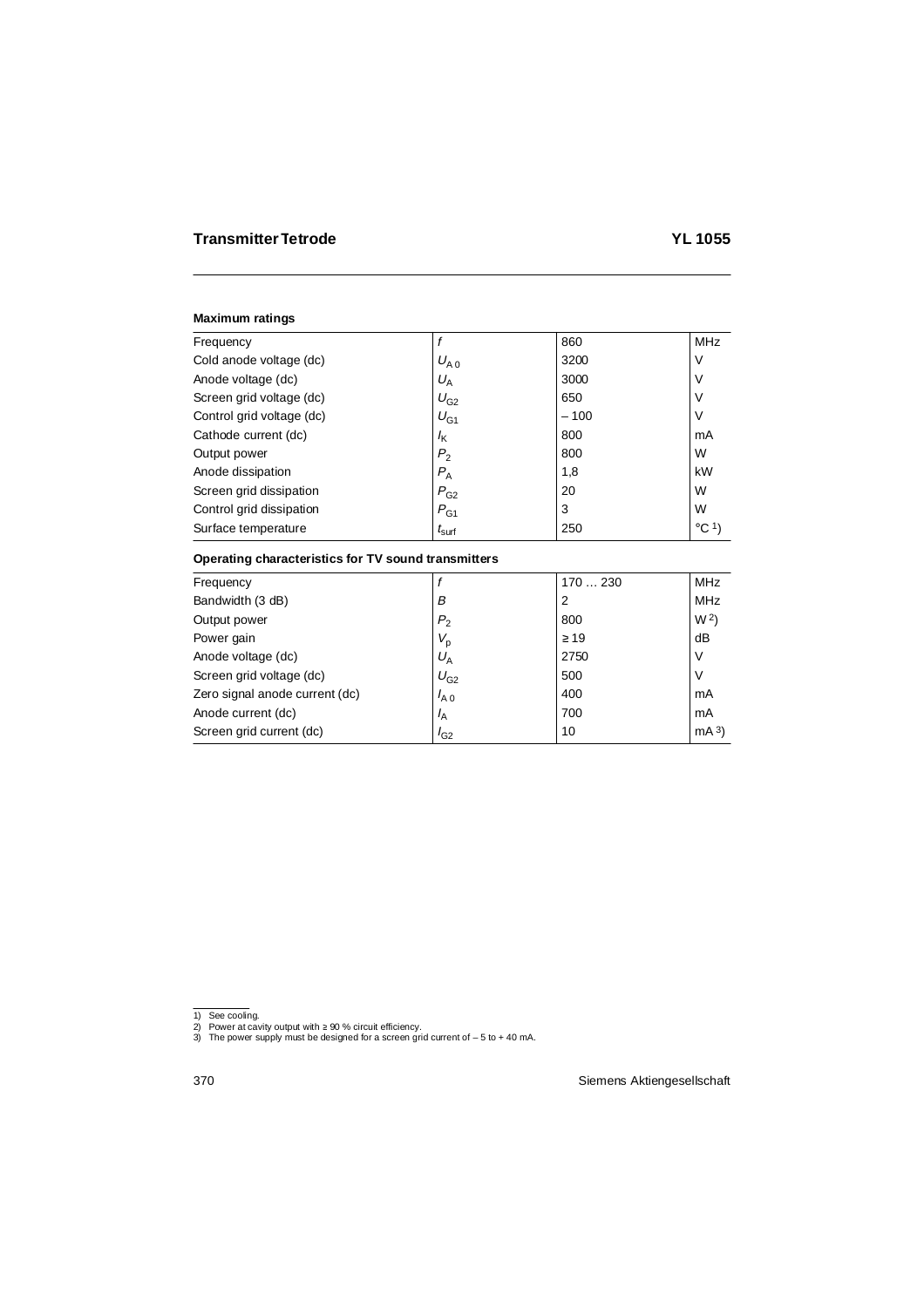# Transmitter Tetrode YL 1055

### Maximum ratings

| | | | |
|---|---|---|---|
| Frequency | $f$ | 860 | MHz |
| Cold anode voltage (dc) | $U_{A0}$ | 3200 | V |
| Anode voltage (dc) | $U_A$ | 3000 | V |
| Screen grid voltage (dc) | $U_{G2}$ | 650 | V |
| Control grid voltage (dc) | $U_{G1}$ | – 100 | V |
| Cathode current (dc) | $I_K$ | 800 | mA |
| Output power | $P_2$ | 800 | W |
| Anode dissipation | $P_A$ | 1,8 | kW |
| Screen grid dissipation | $P_{G2}$ | 20 | W |
| Control grid dissipation | $P_{G1}$ | 3 | W |
| Surface temperature | $t_{surf}$ | 250 | °C [1] |

### Operating characteristics for TV sound transmitters

| | | | |
|---|---|---|---|
| Frequency | $f$ | 170 … 230 | MHz |
| Bandwidth (3 dB) | $B$ | 2 | MHz |
| Output power | $P_2$ | 800 | W [2] |
| Power gain | $V_p$ | ≥ 19 | dB |
| Anode voltage (dc) | $U_A$ | 2750 | V |
| Screen grid voltage (dc) | $U_{G2}$ | 500 | V |
| Zero signal anode current (dc) | $I_{A0}$ | 400 | mA |
| Anode current (dc) | $I_A$ | 700 | mA |
| Screen grid current (dc) | $I_{G2}$ | 10 | mA [3] |

1) See cooling.
2) Power at cavity output with ≥ 90 % circuit efficiency.
3) The power supply must be designed for a screen grid current of – 5 to + 40 mA.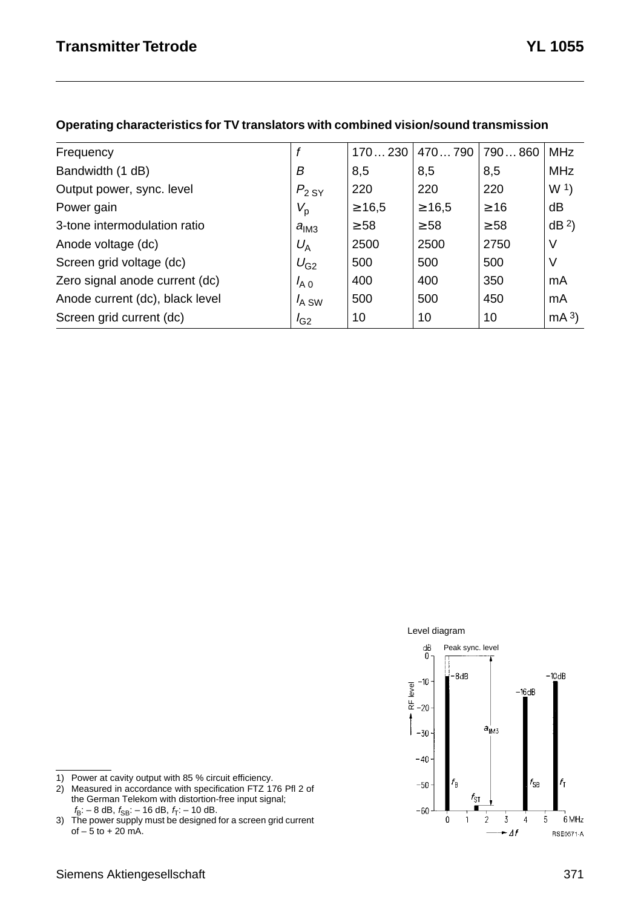## Operating characteristics for TV translators with combined vision/sound transmission

| | | | | | |
|---|---|---|---|---|---|
| Frequency | $f$ | 170 … 230 | 470 … 790 | 790 … 860 | MHz |
| Bandwidth (1 dB) | $B$ | 8,5 | 8,5 | 8,5 | MHz |
| Output power, sync. level | $P_{2\,SY}$ | 220 | 220 | 220 | W [1]) |
| Power gain | $V_p$ | ≥ 16,5 | ≥ 16,5 | ≥ 16 | dB |
| 3-tone intermodulation ratio | $a_{IM3}$ | ≥ 58 | ≥ 58 | ≥ 58 | dB [2]) |
| Anode voltage (dc) | $U_A$ | 2500 | 2500 | 2750 | V |
| Screen grid voltage (dc) | $U_{G2}$ | 500 | 500 | 500 | V |
| Zero signal anode current (dc) | $I_{A\,0}$ | 400 | 400 | 350 | mA |
| Anode current (dc), black level | $I_{A\,SW}$ | 500 | 500 | 450 | mA |
| Screen grid current (dc) | $I_{G2}$ | 10 | 10 | 10 | mA [3]) |

Level diagram

1) Power at cavity output with 85 % circuit efficiency.
2) Measured in accordance with specification FTZ 176 Pfl 2 of the German Telekom with distortion-free input signal; $f_B$: – 8 dB, $f_{SB}$: – 16 dB, $f_T$: – 10 dB.
3) The power supply must be designed for a screen grid current of – 5 to + 20 mA.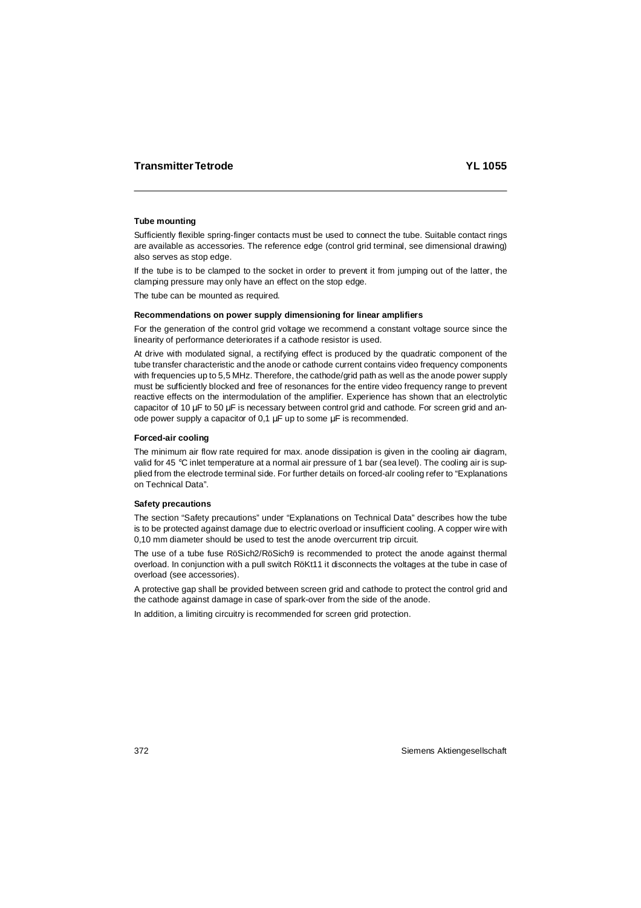### Tube mounting

Sufficiently flexible spring-finger contacts must be used to connect the tube. Suitable contact rings are available as accessories. The reference edge (control grid terminal, see dimensional drawing) also serves as stop edge.

If the tube is to be clamped to the socket in order to prevent it from jumping out of the latter, the clamping pressure may only have an effect on the stop edge.

The tube can be mounted as required.

### Recommendations on power supply dimensioning for linear amplifiers

For the generation of the control grid voltage we recommend a constant voltage source since the linearity of performance deteriorates if a cathode resistor is used.

At drive with modulated signal, a rectifying effect is produced by the quadratic component of the tube transfer characteristic and the anode or cathode current contains video frequency components with frequencies up to 5,5 MHz. Therefore, the cathode/grid path as well as the anode power supply must be sufficiently blocked and free of resonances for the entire video frequency range to prevent reactive effects on the intermodulation of the amplifier. Experience has shown that an electrolytic capacitor of 10 µF to 50 µF is necessary between control grid and cathode. For screen grid and anode power supply a capacitor of 0,1 µF up to some µF is recommended.

### Forced-air cooling

The minimum air flow rate required for max. anode dissipation is given in the cooling air diagram, valid for 45 °C inlet temperature at a normal air pressure of 1 bar (sea level). The cooling air is supplied from the electrode terminal side. For further details on forced-aIr cooling refer to "Explanations on Technical Data".

### Safety precautions

The section "Safety precautions" under "Explanations on Technical Data" describes how the tube is to be protected against damage due to electric overload or insufficient cooling. A copper wire with 0,10 mm diameter should be used to test the anode overcurrent trip circuit.

The use of a tube fuse RöSich2/RöSich9 is recommended to protect the anode against thermal overload. In conjunction with a pull switch RöKt11 it disconnects the voltages at the tube in case of overload (see accessories).

A protective gap shall be provided between screen grid and cathode to protect the control grid and the cathode against damage in case of spark-over from the side of the anode.

In addition, a limiting circuitry is recommended for screen grid protection.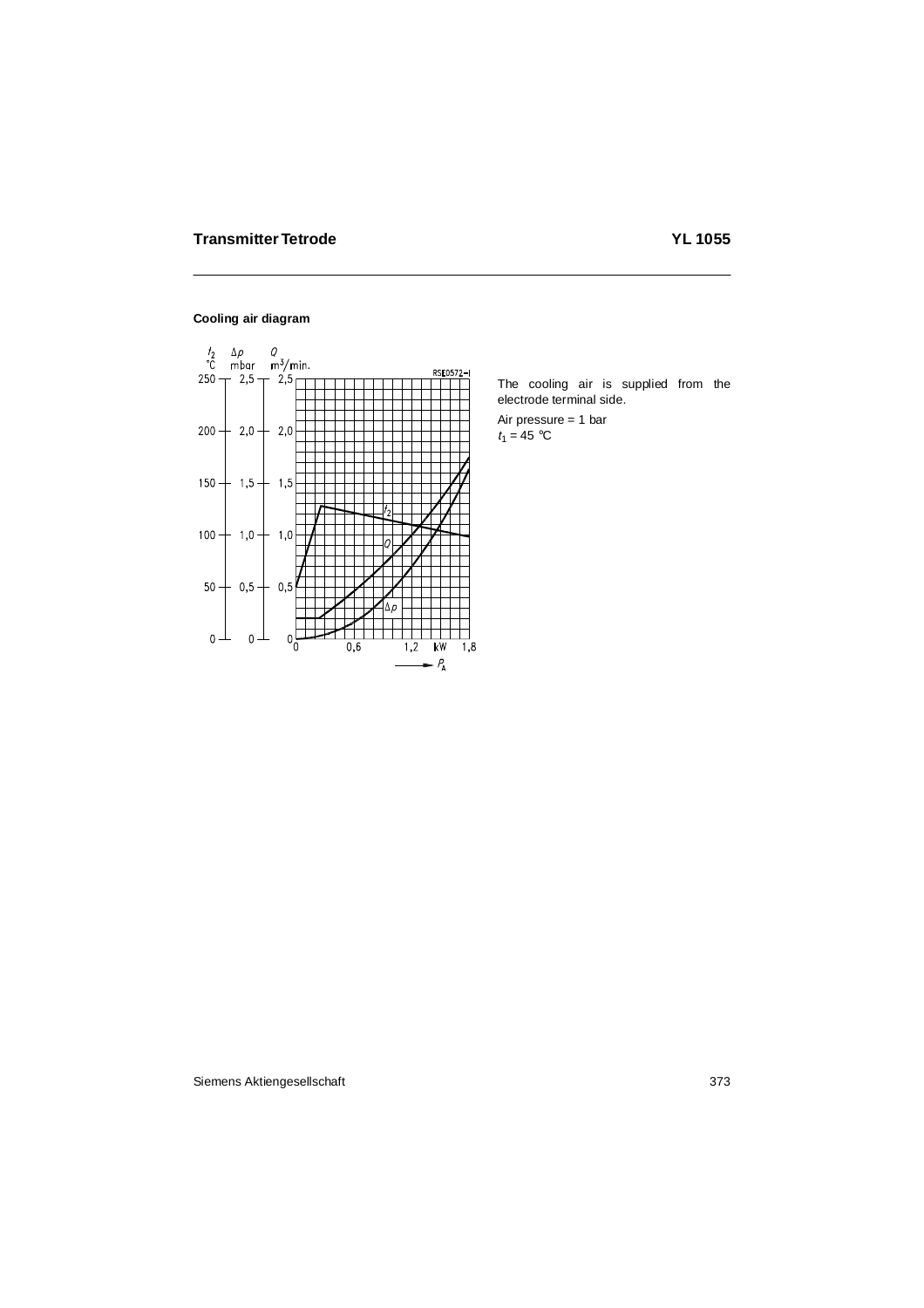## Cooling air diagram

The cooling air is supplied from the electrode terminal side.

Air pressure = 1 bar

$t_1$ = 45 °C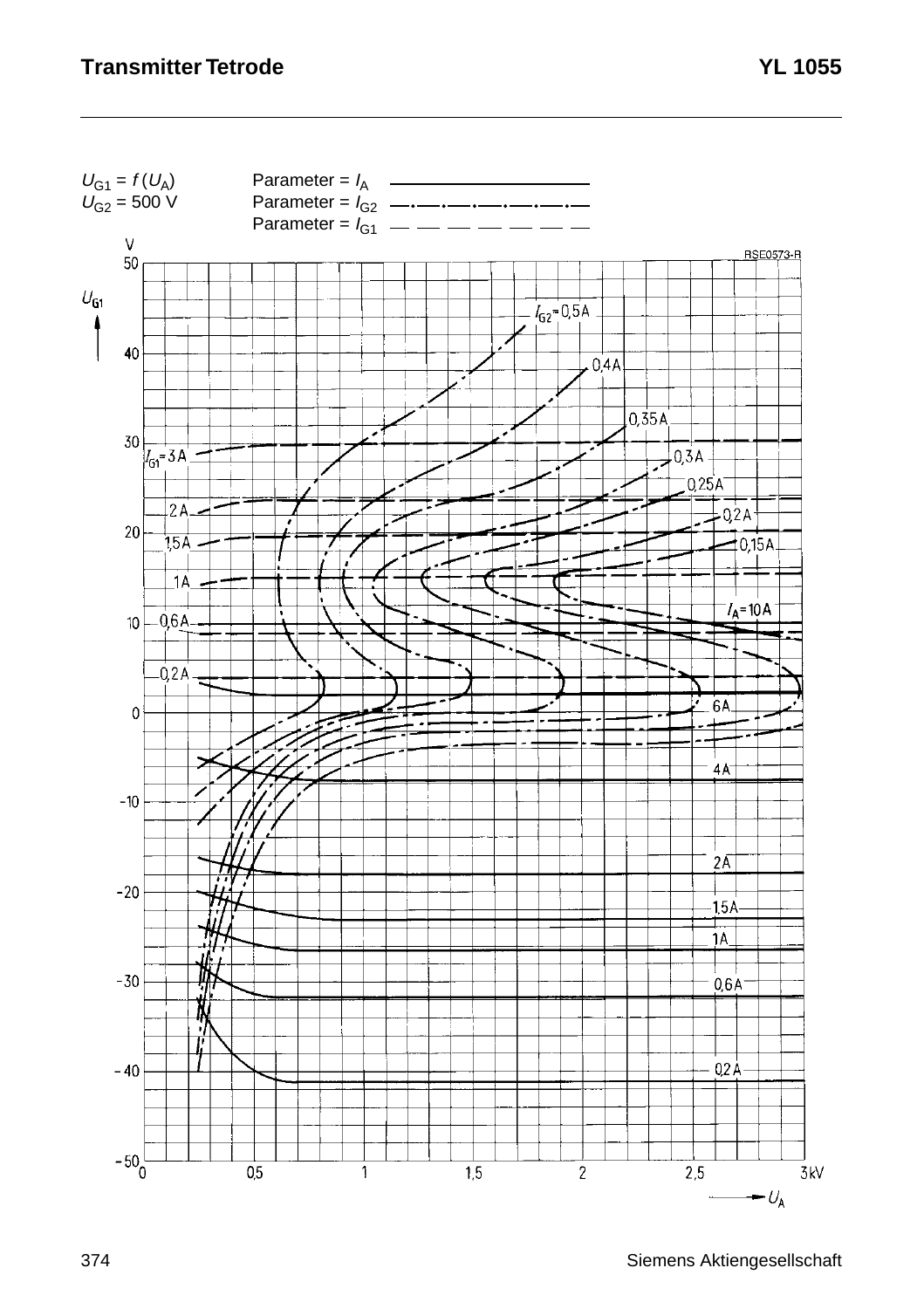$U_{G1} = f(U_A)$
$U_{G2} = 500$ V

Parameter = $I_A$
Parameter = $I_{G2}$
Parameter = $I_{G1}$

RSE0573-R

V
50
$U_{G1}$
40
30
20
10
0
-10
-20
-30
-40
-50

$I_{G2}$ = 0,5 A
0,4 A
0,35 A
0,3 A
0,25 A
0,2 A
0,15 A

$I_{G1}$ = 3 A
2 A
1,5 A
1 A
0,6 A
0,2 A

$I_A$ = 10 A
6 A
4 A
2 A
1,5 A
1 A
0,6 A
0,2 A

0
0,5
1
1,5
2
2,5
3 kV
$U_A$